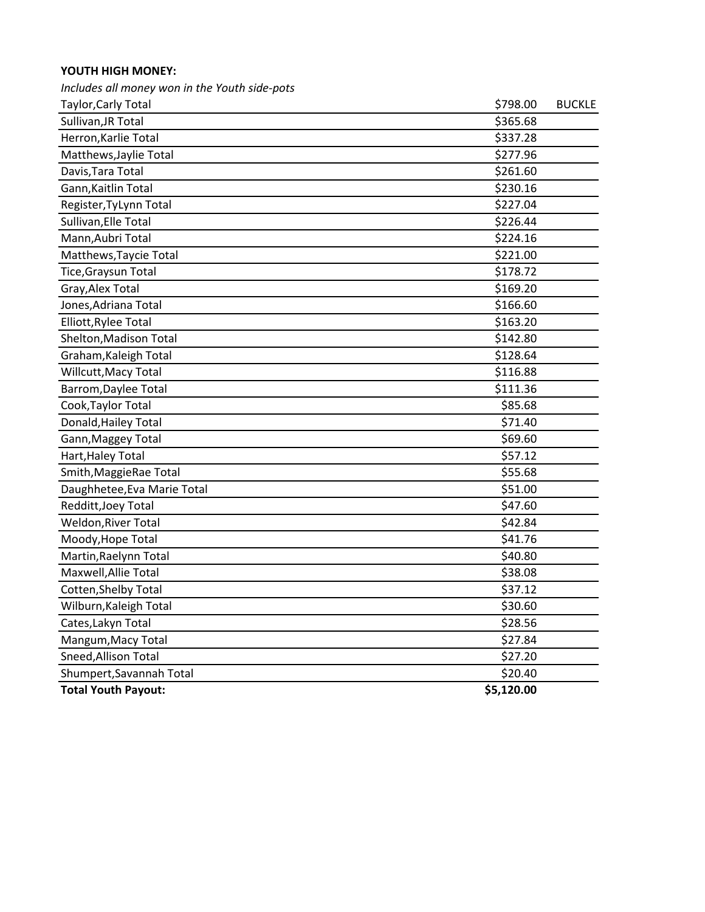**YOUTH HIGH MONEY:**

*Includes all money won in the Youth side-pots*

| Name | Amount | |
|---|---|---|
| Taylor,Carly Total | $798.00 | BUCKLE |
| Sullivan,JR Total | $365.68 | |
| Herron,Karlie Total | $337.28 | |
| Matthews,Jaylie Total | $277.96 | |
| Davis,Tara Total | $261.60 | |
| Gann,Kaitlin Total | $230.16 | |
| Register,TyLynn Total | $227.04 | |
| Sullivan,Elle Total | $226.44 | |
| Mann,Aubri Total | $224.16 | |
| Matthews,Taycie Total | $221.00 | |
| Tice,Graysun Total | $178.72 | |
| Gray,Alex Total | $169.20 | |
| Jones,Adriana Total | $166.60 | |
| Elliott,Rylee Total | $163.20 | |
| Shelton,Madison Total | $142.80 | |
| Graham,Kaleigh Total | $128.64 | |
| Willcutt,Macy Total | $116.88 | |
| Barrom,Daylee Total | $111.36 | |
| Cook,Taylor Total | $85.68 | |
| Donald,Hailey Total | $71.40 | |
| Gann,Maggey Total | $69.60 | |
| Hart,Haley Total | $57.12 | |
| Smith,MaggieRae Total | $55.68 | |
| Daughhetee,Eva Marie Total | $51.00 | |
| Redditt,Joey Total | $47.60 | |
| Weldon,River Total | $42.84 | |
| Moody,Hope Total | $41.76 | |
| Martin,Raelynn Total | $40.80 | |
| Maxwell,Allie Total | $38.08 | |
| Cotten,Shelby Total | $37.12 | |
| Wilburn,Kaleigh Total | $30.60 | |
| Cates,Lakyn Total | $28.56 | |
| Mangum,Macy Total | $27.84 | |
| Sneed,Allison Total | $27.20 | |
| Shumpert,Savannah Total | $20.40 | |
| **Total Youth Payout:** | **$5,120.00** | |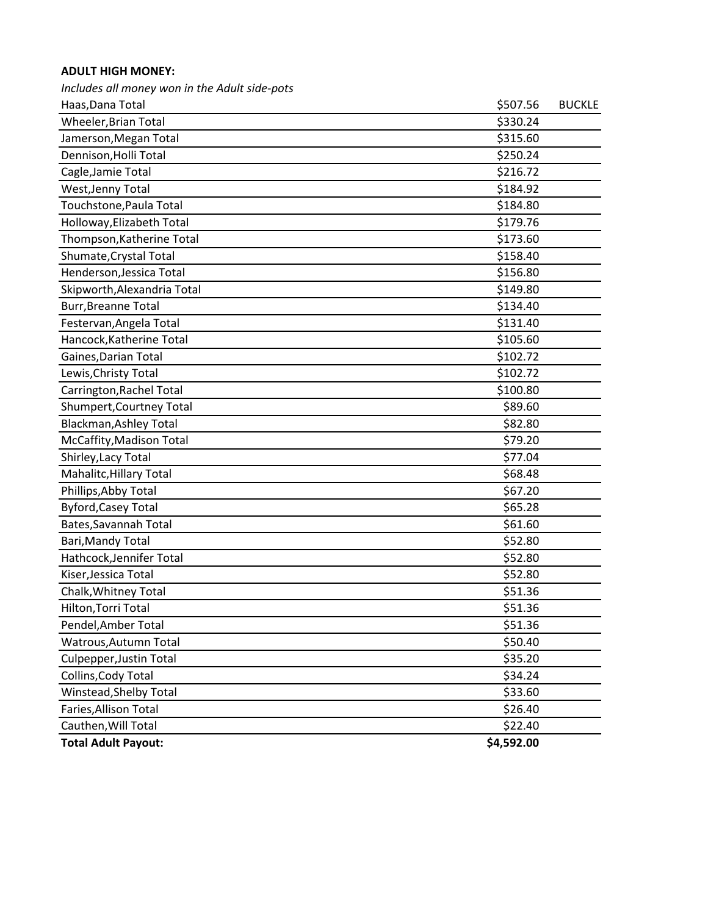**ADULT HIGH MONEY:**

*Includes all money won in the Adult side-pots*

| | | |
|---|---|---|
| Haas,Dana Total | $507.56 | BUCKLE |
| Wheeler,Brian Total | $330.24 | |
| Jamerson,Megan Total | $315.60 | |
| Dennison,Holli Total | $250.24 | |
| Cagle,Jamie Total | $216.72 | |
| West,Jenny Total | $184.92 | |
| Touchstone,Paula Total | $184.80 | |
| Holloway,Elizabeth Total | $179.76 | |
| Thompson,Katherine Total | $173.60 | |
| Shumate,Crystal Total | $158.40 | |
| Henderson,Jessica Total | $156.80 | |
| Skipworth,Alexandria Total | $149.80 | |
| Burr,Breanne Total | $134.40 | |
| Festervan,Angela Total | $131.40 | |
| Hancock,Katherine Total | $105.60 | |
| Gaines,Darian Total | $102.72 | |
| Lewis,Christy Total | $102.72 | |
| Carrington,Rachel Total | $100.80 | |
| Shumpert,Courtney Total | $89.60 | |
| Blackman,Ashley Total | $82.80 | |
| McCaffity,Madison Total | $79.20 | |
| Shirley,Lacy Total | $77.04 | |
| Mahalitc,Hillary Total | $68.48 | |
| Phillips,Abby Total | $67.20 | |
| Byford,Casey Total | $65.28 | |
| Bates,Savannah Total | $61.60 | |
| Bari,Mandy Total | $52.80 | |
| Hathcock,Jennifer Total | $52.80 | |
| Kiser,Jessica Total | $52.80 | |
| Chalk,Whitney Total | $51.36 | |
| Hilton,Torri Total | $51.36 | |
| Pendel,Amber Total | $51.36 | |
| Watrous,Autumn Total | $50.40 | |
| Culpepper,Justin Total | $35.20 | |
| Collins,Cody Total | $34.24 | |
| Winstead,Shelby Total | $33.60 | |
| Faries,Allison Total | $26.40 | |
| Cauthen,Will Total | $22.40 | |
| **Total Adult Payout:** | **$4,592.00** | |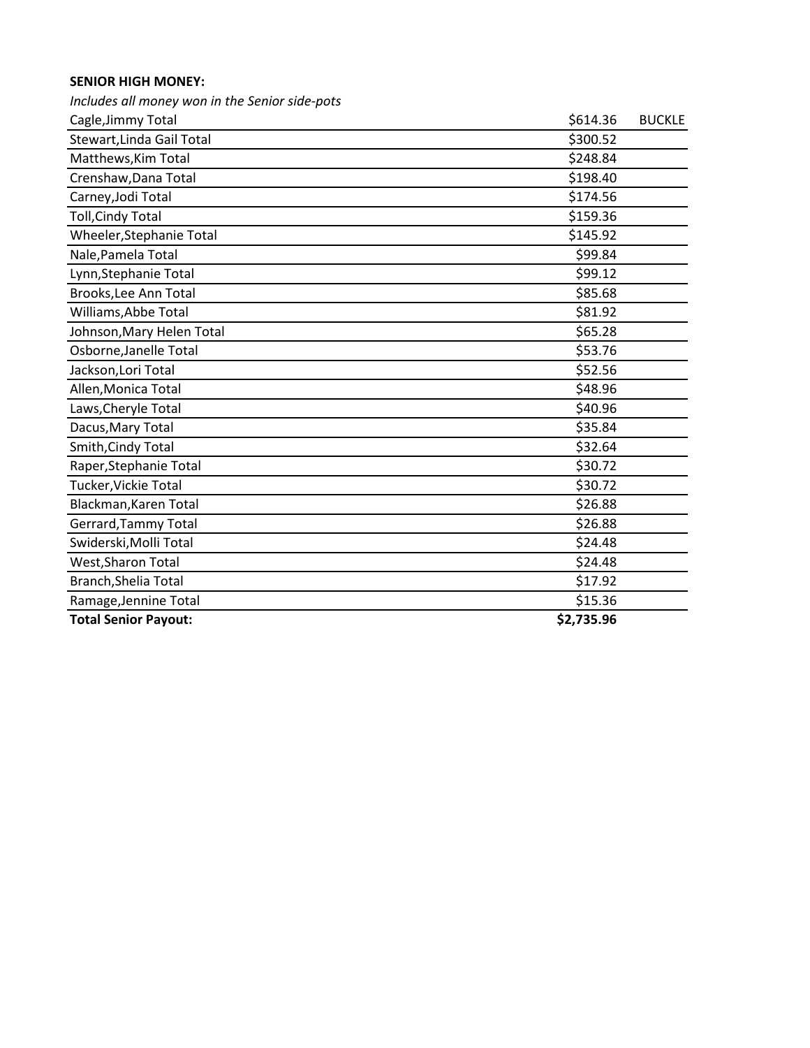**SENIOR HIGH MONEY:**

*Includes all money won in the Senior side-pots*

| Name | Amount | |
|---|---|---|
| Cagle,Jimmy Total | $614.36 | BUCKLE |
| Stewart,Linda Gail Total | $300.52 | |
| Matthews,Kim Total | $248.84 | |
| Crenshaw,Dana Total | $198.40 | |
| Carney,Jodi Total | $174.56 | |
| Toll,Cindy Total | $159.36 | |
| Wheeler,Stephanie Total | $145.92 | |
| Nale,Pamela Total | $99.84 | |
| Lynn,Stephanie Total | $99.12 | |
| Brooks,Lee Ann Total | $85.68 | |
| Williams,Abbe Total | $81.92 | |
| Johnson,Mary Helen Total | $65.28 | |
| Osborne,Janelle Total | $53.76 | |
| Jackson,Lori Total | $52.56 | |
| Allen,Monica Total | $48.96 | |
| Laws,Cheryle Total | $40.96 | |
| Dacus,Mary Total | $35.84 | |
| Smith,Cindy Total | $32.64 | |
| Raper,Stephanie Total | $30.72 | |
| Tucker,Vickie Total | $30.72 | |
| Blackman,Karen Total | $26.88 | |
| Gerrard,Tammy Total | $26.88 | |
| Swiderski,Molli Total | $24.48 | |
| West,Sharon Total | $24.48 | |
| Branch,Shelia Total | $17.92 | |
| Ramage,Jennine Total | $15.36 | |
| **Total Senior Payout:** | **$2,735.96** | |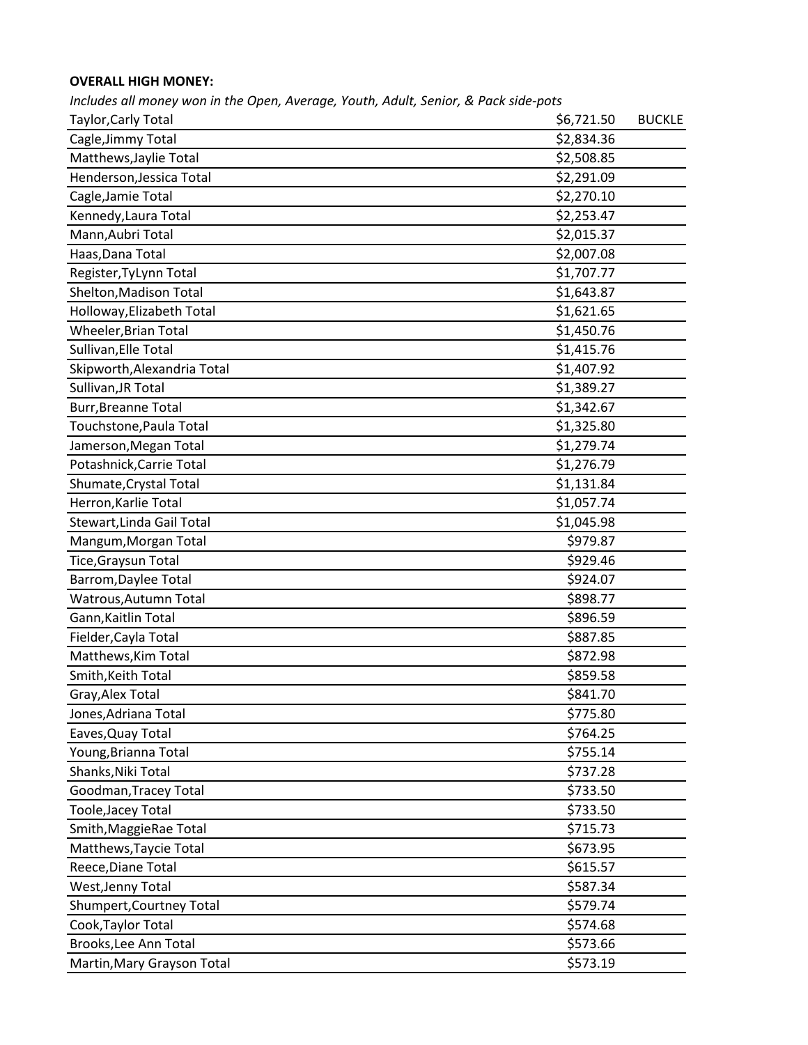**OVERALL HIGH MONEY:**

*Includes all money won in the Open, Average, Youth, Adult, Senior, & Pack side-pots*

| | | |
|---|---|---|
| Taylor,Carly Total | $6,721.50 | BUCKLE |
| Cagle,Jimmy Total | $2,834.36 | |
| Matthews,Jaylie Total | $2,508.85 | |
| Henderson,Jessica Total | $2,291.09 | |
| Cagle,Jamie Total | $2,270.10 | |
| Kennedy,Laura Total | $2,253.47 | |
| Mann,Aubri Total | $2,015.37 | |
| Haas,Dana Total | $2,007.08 | |
| Register,TyLynn Total | $1,707.77 | |
| Shelton,Madison Total | $1,643.87 | |
| Holloway,Elizabeth Total | $1,621.65 | |
| Wheeler,Brian Total | $1,450.76 | |
| Sullivan,Elle Total | $1,415.76 | |
| Skipworth,Alexandria Total | $1,407.92 | |
| Sullivan,JR Total | $1,389.27 | |
| Burr,Breanne Total | $1,342.67 | |
| Touchstone,Paula Total | $1,325.80 | |
| Jamerson,Megan Total | $1,279.74 | |
| Potashnick,Carrie Total | $1,276.79 | |
| Shumate,Crystal Total | $1,131.84 | |
| Herron,Karlie Total | $1,057.74 | |
| Stewart,Linda Gail Total | $1,045.98 | |
| Mangum,Morgan Total | $979.87 | |
| Tice,Graysun Total | $929.46 | |
| Barrom,Daylee Total | $924.07 | |
| Watrous,Autumn Total | $898.77 | |
| Gann,Kaitlin Total | $896.59 | |
| Fielder,Cayla Total | $887.85 | |
| Matthews,Kim Total | $872.98 | |
| Smith,Keith Total | $859.58 | |
| Gray,Alex Total | $841.70 | |
| Jones,Adriana Total | $775.80 | |
| Eaves,Quay Total | $764.25 | |
| Young,Brianna Total | $755.14 | |
| Shanks,Niki Total | $737.28 | |
| Goodman,Tracey Total | $733.50 | |
| Toole,Jacey Total | $733.50 | |
| Smith,MaggieRae Total | $715.73 | |
| Matthews,Taycie Total | $673.95 | |
| Reece,Diane Total | $615.57 | |
| West,Jenny Total | $587.34 | |
| Shumpert,Courtney Total | $579.74 | |
| Cook,Taylor Total | $574.68 | |
| Brooks,Lee Ann Total | $573.66 | |
| Martin,Mary Grayson Total | $573.19 | |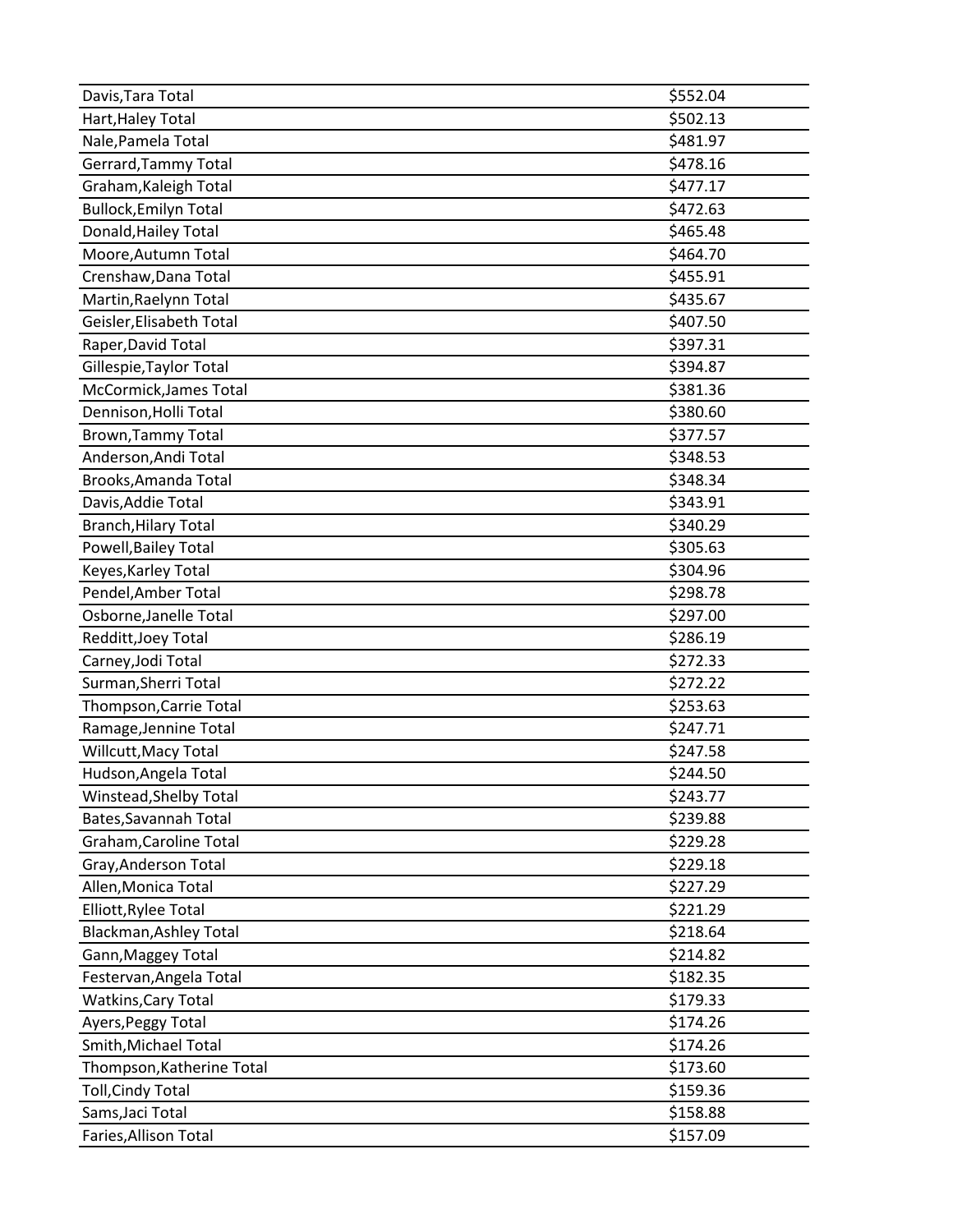| | |
|---|---|
| Davis,Tara Total | $552.04 |
| Hart,Haley Total | $502.13 |
| Nale,Pamela Total | $481.97 |
| Gerrard,Tammy Total | $478.16 |
| Graham,Kaleigh Total | $477.17 |
| Bullock,Emilyn Total | $472.63 |
| Donald,Hailey Total | $465.48 |
| Moore,Autumn Total | $464.70 |
| Crenshaw,Dana Total | $455.91 |
| Martin,Raelynn Total | $435.67 |
| Geisler,Elisabeth Total | $407.50 |
| Raper,David Total | $397.31 |
| Gillespie,Taylor Total | $394.87 |
| McCormick,James Total | $381.36 |
| Dennison,Holli Total | $380.60 |
| Brown,Tammy Total | $377.57 |
| Anderson,Andi Total | $348.53 |
| Brooks,Amanda Total | $348.34 |
| Davis,Addie Total | $343.91 |
| Branch,Hilary Total | $340.29 |
| Powell,Bailey Total | $305.63 |
| Keyes,Karley Total | $304.96 |
| Pendel,Amber Total | $298.78 |
| Osborne,Janelle Total | $297.00 |
| Redditt,Joey Total | $286.19 |
| Carney,Jodi Total | $272.33 |
| Surman,Sherri Total | $272.22 |
| Thompson,Carrie Total | $253.63 |
| Ramage,Jennine Total | $247.71 |
| Willcutt,Macy Total | $247.58 |
| Hudson,Angela Total | $244.50 |
| Winstead,Shelby Total | $243.77 |
| Bates,Savannah Total | $239.88 |
| Graham,Caroline Total | $229.28 |
| Gray,Anderson Total | $229.18 |
| Allen,Monica Total | $227.29 |
| Elliott,Rylee Total | $221.29 |
| Blackman,Ashley Total | $218.64 |
| Gann,Maggey Total | $214.82 |
| Festervan,Angela Total | $182.35 |
| Watkins,Cary Total | $179.33 |
| Ayers,Peggy Total | $174.26 |
| Smith,Michael Total | $174.26 |
| Thompson,Katherine Total | $173.60 |
| Toll,Cindy Total | $159.36 |
| Sams,Jaci Total | $158.88 |
| Faries,Allison Total | $157.09 |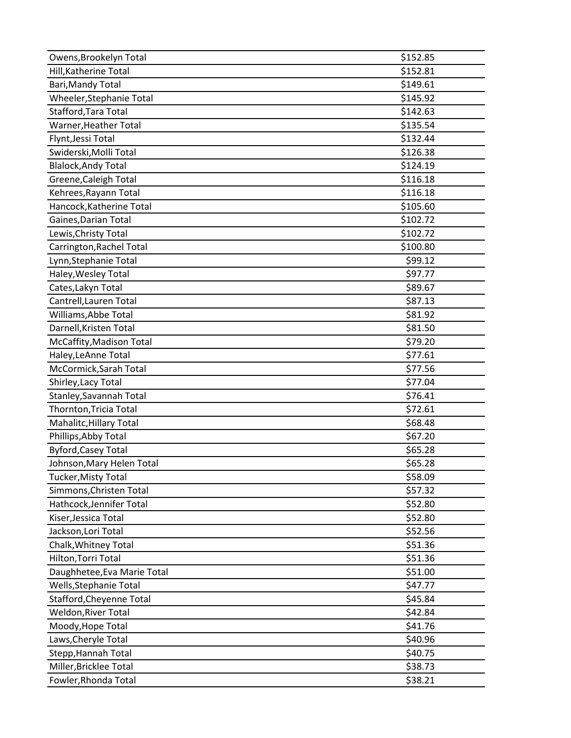| | |
|---|---|
| Owens,Brookelyn Total | $152.85 |
| Hill,Katherine Total | $152.81 |
| Bari,Mandy Total | $149.61 |
| Wheeler,Stephanie Total | $145.92 |
| Stafford,Tara Total | $142.63 |
| Warner,Heather Total | $135.54 |
| Flynt,Jessi Total | $132.44 |
| Swiderski,Molli Total | $126.38 |
| Blalock,Andy Total | $124.19 |
| Greene,Caleigh Total | $116.18 |
| Kehrees,Rayann Total | $116.18 |
| Hancock,Katherine Total | $105.60 |
| Gaines,Darian Total | $102.72 |
| Lewis,Christy Total | $102.72 |
| Carrington,Rachel Total | $100.80 |
| Lynn,Stephanie Total | $99.12 |
| Haley,Wesley Total | $97.77 |
| Cates,Lakyn Total | $89.67 |
| Cantrell,Lauren Total | $87.13 |
| Williams,Abbe Total | $81.92 |
| Darnell,Kristen Total | $81.50 |
| McCaffity,Madison Total | $79.20 |
| Haley,LeAnne Total | $77.61 |
| McCormick,Sarah Total | $77.56 |
| Shirley,Lacy Total | $77.04 |
| Stanley,Savannah Total | $76.41 |
| Thornton,Tricia Total | $72.61 |
| Mahalitc,Hillary Total | $68.48 |
| Phillips,Abby Total | $67.20 |
| Byford,Casey Total | $65.28 |
| Johnson,Mary Helen Total | $65.28 |
| Tucker,Misty Total | $58.09 |
| Simmons,Christen Total | $57.32 |
| Hathcock,Jennifer Total | $52.80 |
| Kiser,Jessica Total | $52.80 |
| Jackson,Lori Total | $52.56 |
| Chalk,Whitney Total | $51.36 |
| Hilton,Torri Total | $51.36 |
| Daughhetee,Eva Marie Total | $51.00 |
| Wells,Stephanie Total | $47.77 |
| Stafford,Cheyenne Total | $45.84 |
| Weldon,River Total | $42.84 |
| Moody,Hope Total | $41.76 |
| Laws,Cheryle Total | $40.96 |
| Stepp,Hannah Total | $40.75 |
| Miller,Bricklee Total | $38.73 |
| Fowler,Rhonda Total | $38.21 |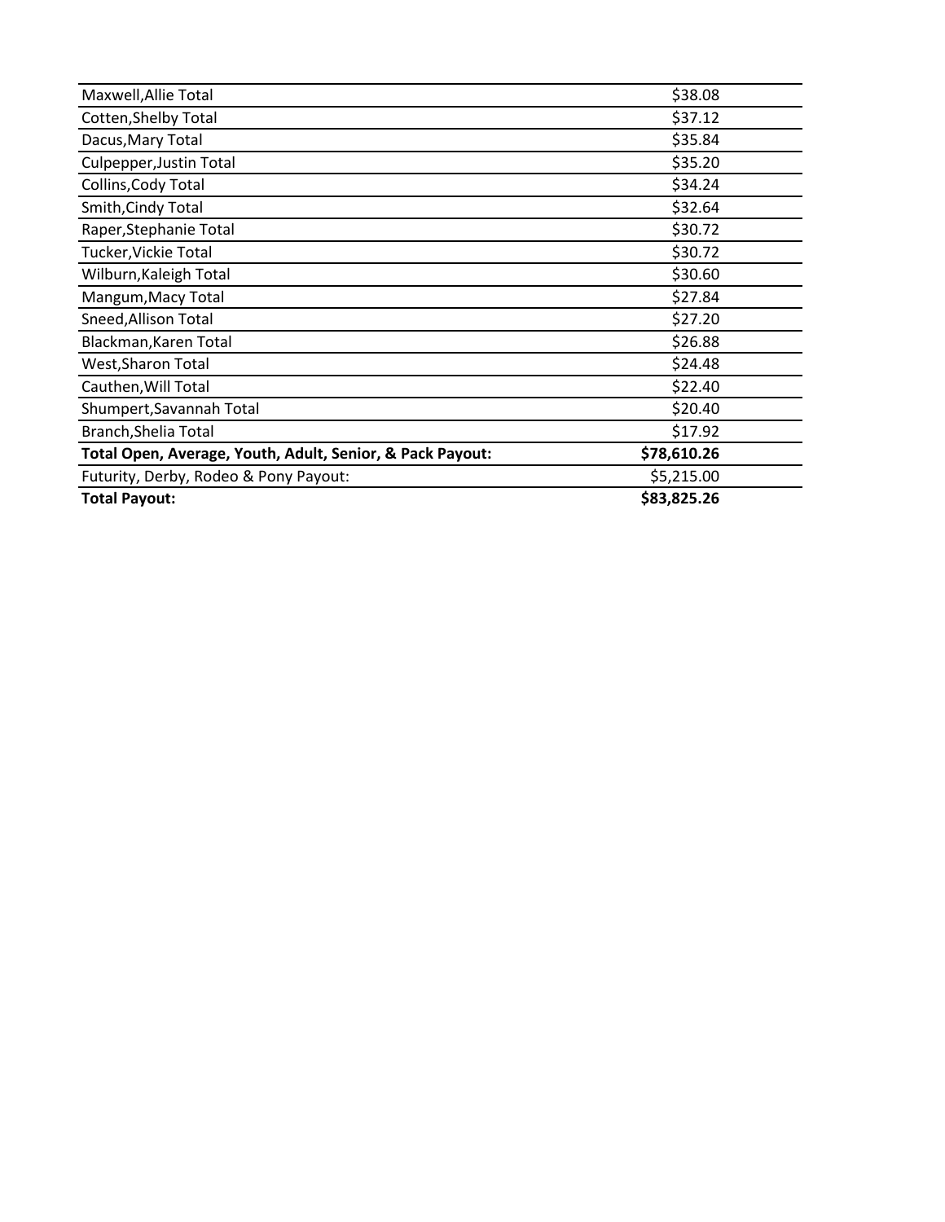| | |
|---|---|
| Maxwell,Allie Total | $38.08 |
| Cotten,Shelby Total | $37.12 |
| Dacus,Mary Total | $35.84 |
| Culpepper,Justin Total | $35.20 |
| Collins,Cody Total | $34.24 |
| Smith,Cindy Total | $32.64 |
| Raper,Stephanie Total | $30.72 |
| Tucker,Vickie Total | $30.72 |
| Wilburn,Kaleigh Total | $30.60 |
| Mangum,Macy Total | $27.84 |
| Sneed,Allison Total | $27.20 |
| Blackman,Karen Total | $26.88 |
| West,Sharon Total | $24.48 |
| Cauthen,Will Total | $22.40 |
| Shumpert,Savannah Total | $20.40 |
| Branch,Shelia Total | $17.92 |
| **Total Open, Average, Youth, Adult, Senior, & Pack Payout:** | **$78,610.26** |
| Futurity, Derby, Rodeo & Pony Payout: | $5,215.00 |
| **Total Payout:** | **$83,825.26** |